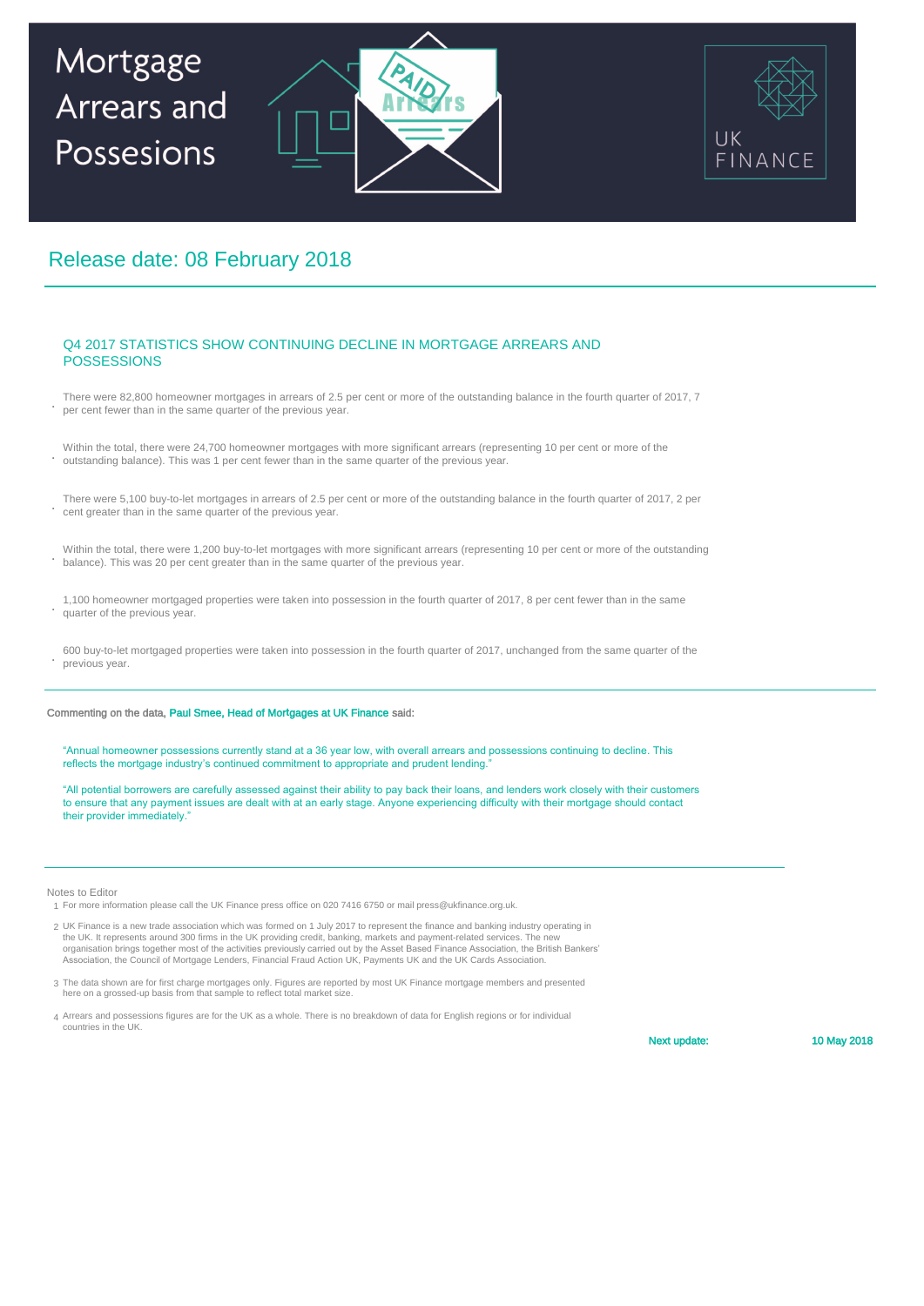# Mortgage Arrears and Possesions

UK FINANCE

## Release date: 08 February 2018

### Q4 2017 STATISTICS SHOW CONTINUING DECLINE IN MORTGAGE ARREARS AND POSSESSIONS

- There were 82,800 homeowner mortgages in arrears of 2.5 per cent or more of the outstanding balance in the fourth quarter of 2017, 7 per cent fewer than in the same quarter of the previous year.
- Within the total, there were 24,700 homeowner mortgages with more significant arrears (representing 10 per cent or more of the outstanding balance). This was 1 per cent fewer than in the same quarter of the previous year.
- There were 5,100 buy-to-let mortgages in arrears of 2.5 per cent or more of the outstanding balance in the fourth quarter of 2017, 2 per cent greater than in the same quarter of the previous year.
- Within the total, there were 1,200 buy-to-let mortgages with more significant arrears (representing 10 per cent or more of the outstanding balance). This was 20 per cent greater than in the same quarter of the previous year.
- 1,100 homeowner mortgaged properties were taken into possession in the fourth quarter of 2017, 8 per cent fewer than in the same quarter of the previous year.
- 600 buy-to-let mortgaged properties were taken into possession in the fourth quarter of 2017, unchanged from the same quarter of the previous year.

**Commenting on the data, Paul Smee, Head of Mortgages at UK Finance said:**

"Annual homeowner possessions currently stand at a 36 year low, with overall arrears and possessions continuing to decline. This reflects the mortgage industry's continued commitment to appropriate and prudent lending."

"All potential borrowers are carefully assessed against their ability to pay back their loans, and lenders work closely with their customers to ensure that any payment issues are dealt with at an early stage. Anyone experiencing difficulty with their mortgage should contact their provider immediately."

Notes to Editor

1. For more information please call the UK Finance press office on 020 7416 6750 or mail press@ukfinance.org.uk.
2. UK Finance is a new trade association which was formed on 1 July 2017 to represent the finance and banking industry operating in the UK. It represents around 300 firms in the UK providing credit, banking, markets and payment-related services. The new organisation brings together most of the activities previously carried out by the Asset Based Finance Association, the British Bankers' Association, the Council of Mortgage Lenders, Financial Fraud Action UK, Payments UK and the UK Cards Association.
3. The data shown are for first charge mortgages only. Figures are reported by most UK Finance mortgage members and presented here on a grossed-up basis from that sample to reflect total market size.
4. Arrears and possessions figures are for the UK as a whole. There is no breakdown of data for English regions or for individual countries in the UK.

**Next update:** **10 May 2018**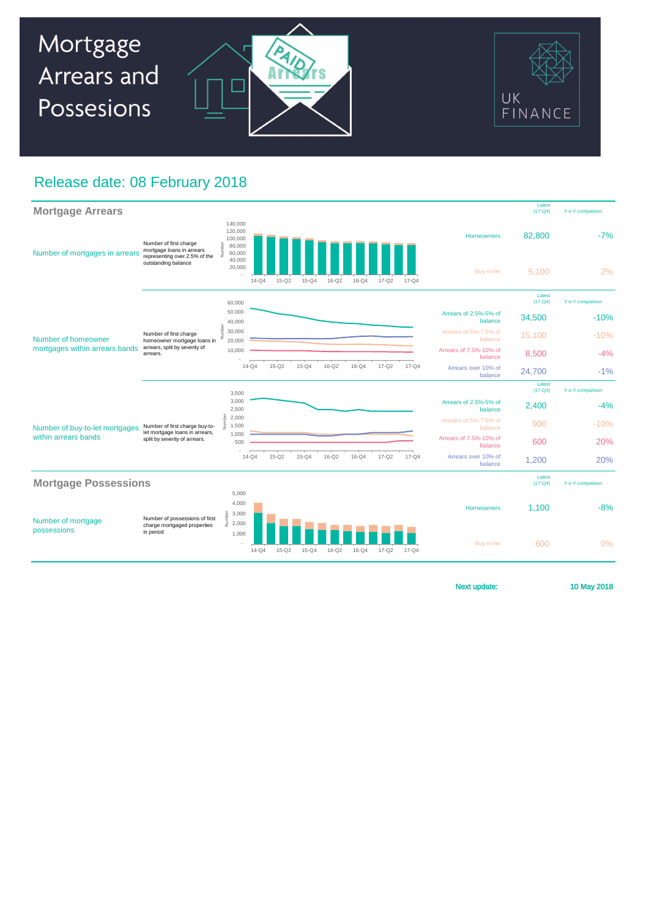# Mortgage Arrears and Possesions

UK FINANCE

## Release date: 08 February 2018

## Mortgage Arrears

| | | | Latest (17-Q4) | Y-o-Y comparison |
|---|---|---|---|---|
| Number of mortgages in arrears | Number of first charge mortgage loans in arrears representing over 2.5% of the outstanding balance | Homeowners | 82,800 | -7% |
| | | Buy-to-let | 5,100 | 2% |
| Number of homeowner mortgages within arrears bands | Number of first charge homeowner mortgage loans in arrears, split by severity of arrears. | Arrears of 2.5%-5% of balance | 34,500 | -10% |
| | | Arrears of 5%-7.5% of balance | 15,100 | -10% |
| | | Arrears of 7.5%-10% of balance | 8,500 | -4% |
| | | Arrears over 10% of balance | 24,700 | -1% |
| Number of buy-to-let mortgages within arrears bands | Number of first charge buy-to-let mortgage loans in arrears, split by severity of arrears. | Arrears of 2.5%-5% of balance | 2,400 | -4% |
| | | Arrears of 5%-7.5% of balance | 900 | -10% |
| | | Arrears of 7.5%-10% of balance | 600 | 20% |
| | | Arrears over 10% of balance | 1,200 | 20% |

## Mortgage Possessions

| | | | Latest (17-Q4) | Y-o-Y comparison |
|---|---|---|---|---|
| Number of mortgage possessions | Number of possessions of first charge mortgaged properties in period | Homeowners | 1,100 | -8% |
| | | Buy-to-let | 600 | 0% |

**Next update:** **10 May 2018**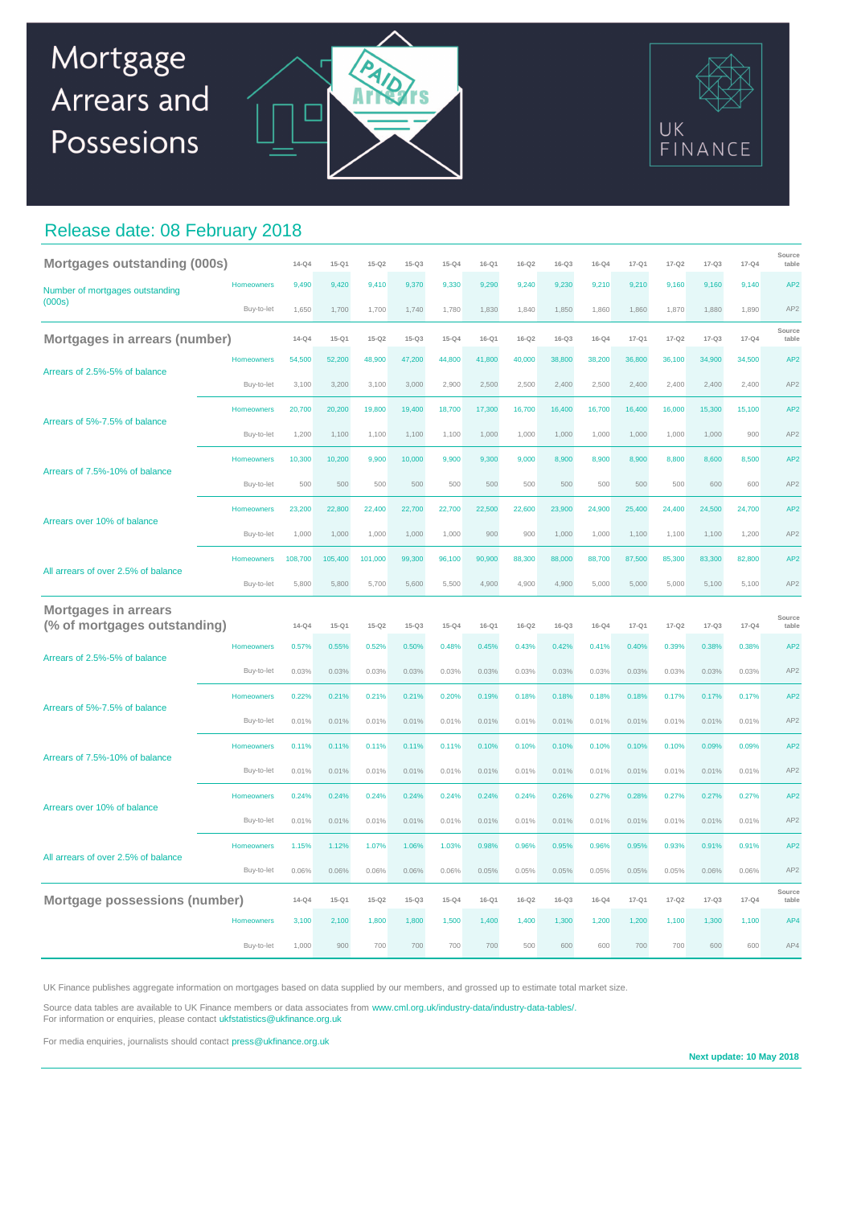# Mortgage Arrears and Possesions

UK FINANCE

## Release date: 08 February 2018

| Mortgages outstanding (000s) | | 14-Q4 | 15-Q1 | 15-Q2 | 15-Q3 | 15-Q4 | 16-Q1 | 16-Q2 | 16-Q3 | 16-Q4 | 17-Q1 | 17-Q2 | 17-Q3 | 17-Q4 | Source table |
|---|---|---|---|---|---|---|---|---|---|---|---|---|---|---|---|
| Number of mortgages outstanding (000s) | Homeowners | 9,490 | 9,420 | 9,410 | 9,370 | 9,330 | 9,290 | 9,240 | 9,230 | 9,210 | 9,210 | 9,160 | 9,160 | 9,140 | AP2 |
| | Buy-to-let | 1,650 | 1,700 | 1,700 | 1,740 | 1,780 | 1,830 | 1,840 | 1,850 | 1,860 | 1,860 | 1,870 | 1,880 | 1,890 | AP2 |

| Mortgages in arrears (number) | | 14-Q4 | 15-Q1 | 15-Q2 | 15-Q3 | 15-Q4 | 16-Q1 | 16-Q2 | 16-Q3 | 16-Q4 | 17-Q1 | 17-Q2 | 17-Q3 | 17-Q4 | Source table |
|---|---|---|---|---|---|---|---|---|---|---|---|---|---|---|---|
| Arrears of 2.5%-5% of balance | Homeowners | 54,500 | 52,200 | 48,900 | 47,200 | 44,800 | 41,800 | 40,000 | 38,800 | 38,200 | 36,800 | 36,100 | 34,900 | 34,500 | AP2 |
| | Buy-to-let | 3,100 | 3,200 | 3,100 | 3,000 | 2,900 | 2,500 | 2,500 | 2,400 | 2,500 | 2,400 | 2,400 | 2,400 | 2,400 | AP2 |
| Arrears of 5%-7.5% of balance | Homeowners | 20,700 | 20,200 | 19,800 | 19,400 | 18,700 | 17,300 | 16,700 | 16,400 | 16,700 | 16,400 | 16,000 | 15,300 | 15,100 | AP2 |
| | Buy-to-let | 1,200 | 1,100 | 1,100 | 1,100 | 1,100 | 1,000 | 1,000 | 1,000 | 1,000 | 1,000 | 1,000 | 1,000 | 900 | AP2 |
| Arrears of 7.5%-10% of balance | Homeowners | 10,300 | 10,200 | 9,900 | 10,000 | 9,900 | 9,300 | 9,000 | 8,900 | 8,900 | 8,900 | 8,800 | 8,600 | 8,500 | AP2 |
| | Buy-to-let | 500 | 500 | 500 | 500 | 500 | 500 | 500 | 500 | 500 | 500 | 500 | 600 | 600 | AP2 |
| Arrears over 10% of balance | Homeowners | 23,200 | 22,800 | 22,400 | 22,700 | 22,700 | 22,500 | 22,600 | 23,900 | 24,900 | 25,400 | 24,400 | 24,500 | 24,700 | AP2 |
| | Buy-to-let | 1,000 | 1,000 | 1,000 | 1,000 | 1,000 | 900 | 900 | 1,000 | 1,000 | 1,100 | 1,100 | 1,100 | 1,200 | AP2 |
| All arrears of over 2.5% of balance | Homeowners | 108,700 | 105,400 | 101,000 | 99,300 | 96,100 | 90,900 | 88,300 | 88,000 | 88,700 | 87,500 | 85,300 | 83,300 | 82,800 | AP2 |
| | Buy-to-let | 5,800 | 5,800 | 5,700 | 5,600 | 5,500 | 4,900 | 4,900 | 4,900 | 5,000 | 5,000 | 5,000 | 5,100 | 5,100 | AP2 |

| Mortgages in arrears (% of mortgages outstanding) | | 14-Q4 | 15-Q1 | 15-Q2 | 15-Q3 | 15-Q4 | 16-Q1 | 16-Q2 | 16-Q3 | 16-Q4 | 17-Q1 | 17-Q2 | 17-Q3 | 17-Q4 | Source table |
|---|---|---|---|---|---|---|---|---|---|---|---|---|---|---|---|
| Arrears of 2.5%-5% of balance | Homeowners | 0.57% | 0.55% | 0.52% | 0.50% | 0.48% | 0.45% | 0.43% | 0.42% | 0.41% | 0.40% | 0.39% | 0.38% | 0.38% | AP2 |
| | Buy-to-let | 0.03% | 0.03% | 0.03% | 0.03% | 0.03% | 0.03% | 0.03% | 0.03% | 0.03% | 0.03% | 0.03% | 0.03% | 0.03% | AP2 |
| Arrears of 5%-7.5% of balance | Homeowners | 0.22% | 0.21% | 0.21% | 0.21% | 0.20% | 0.19% | 0.18% | 0.18% | 0.18% | 0.18% | 0.17% | 0.17% | 0.17% | AP2 |
| | Buy-to-let | 0.01% | 0.01% | 0.01% | 0.01% | 0.01% | 0.01% | 0.01% | 0.01% | 0.01% | 0.01% | 0.01% | 0.01% | 0.01% | AP2 |
| Arrears of 7.5%-10% of balance | Homeowners | 0.11% | 0.11% | 0.11% | 0.11% | 0.11% | 0.10% | 0.10% | 0.10% | 0.10% | 0.10% | 0.10% | 0.09% | 0.09% | AP2 |
| | Buy-to-let | 0.01% | 0.01% | 0.01% | 0.01% | 0.01% | 0.01% | 0.01% | 0.01% | 0.01% | 0.01% | 0.01% | 0.01% | 0.01% | AP2 |
| Arrears over 10% of balance | Homeowners | 0.24% | 0.24% | 0.24% | 0.24% | 0.24% | 0.24% | 0.24% | 0.26% | 0.27% | 0.28% | 0.27% | 0.27% | 0.27% | AP2 |
| | Buy-to-let | 0.01% | 0.01% | 0.01% | 0.01% | 0.01% | 0.01% | 0.01% | 0.01% | 0.01% | 0.01% | 0.01% | 0.01% | 0.01% | AP2 |
| All arrears of over 2.5% of balance | Homeowners | 1.15% | 1.12% | 1.07% | 1.06% | 1.03% | 0.98% | 0.96% | 0.95% | 0.96% | 0.95% | 0.93% | 0.91% | 0.91% | AP2 |
| | Buy-to-let | 0.06% | 0.06% | 0.06% | 0.06% | 0.06% | 0.05% | 0.05% | 0.05% | 0.05% | 0.05% | 0.05% | 0.06% | 0.06% | AP2 |

| Mortgage possessions (number) | | 14-Q4 | 15-Q1 | 15-Q2 | 15-Q3 | 15-Q4 | 16-Q1 | 16-Q2 | 16-Q3 | 16-Q4 | 17-Q1 | 17-Q2 | 17-Q3 | 17-Q4 | Source table |
|---|---|---|---|---|---|---|---|---|---|---|---|---|---|---|---|
| | Homeowners | 3,100 | 2,100 | 1,800 | 1,800 | 1,500 | 1,400 | 1,400 | 1,300 | 1,200 | 1,200 | 1,100 | 1,300 | 1,100 | AP4 |
| | Buy-to-let | 1,000 | 900 | 700 | 700 | 700 | 700 | 500 | 600 | 600 | 700 | 700 | 600 | 600 | AP4 |

UK Finance publishes aggregate information on mortgages based on data supplied by our members, and grossed up to estimate total market size.

Source data tables are available to UK Finance members or data associates from www.cml.org.uk/industry-data/industry-data-tables/.
For information or enquiries, please contact ukfstatistics@ukfinance.org.uk

For media enquiries, journalists should contact press@ukfinance.org.uk

**Next update: 10 May 2018**